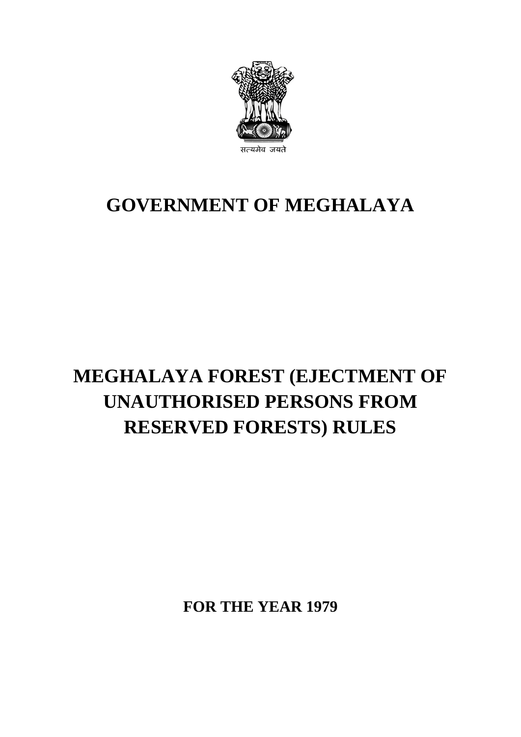सत्यमेव जयते

# GOVERNMENT OF MEGHALAYA

# MEGHALAYA FOREST (EJECTMENT OF UNAUTHORISED PERSONS FROM RESERVED FORESTS) RULES

**FOR THE YEAR 1979**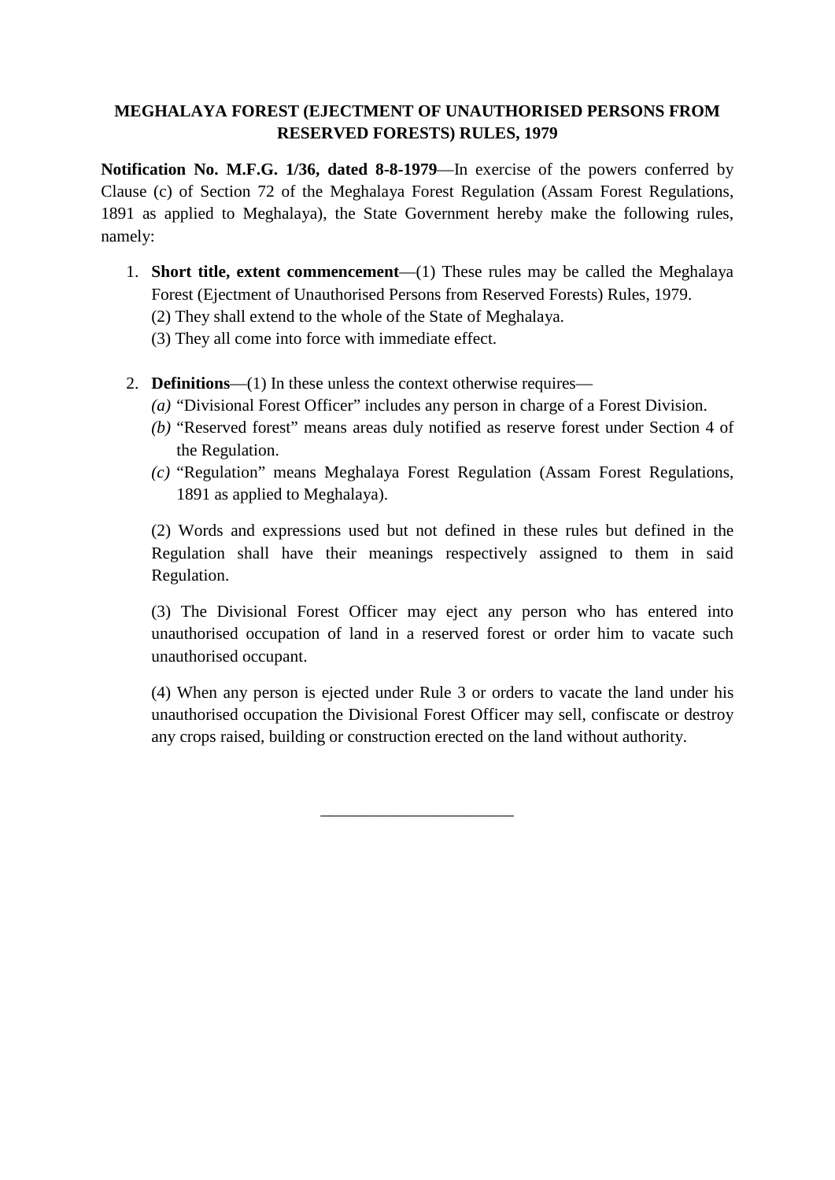# MEGHALAYA FOREST (EJECTMENT OF UNAUTHORISED PERSONS FROM RESERVED FORESTS) RULES, 1979

**Notification No. M.F.G. 1/36, dated 8-8-1979**—In exercise of the powers conferred by Clause (c) of Section 72 of the Meghalaya Forest Regulation (Assam Forest Regulations, 1891 as applied to Meghalaya), the State Government hereby make the following rules, namely:

1. **Short title, extent commencement**—(1) These rules may be called the Meghalaya Forest (Ejectment of Unauthorised Persons from Reserved Forests) Rules, 1979.

   (2) They shall extend to the whole of the State of Meghalaya.

   (3) They all come into force with immediate effect.

2. **Definitions**—(1) In these unless the context otherwise requires—

   *(a)* "Divisional Forest Officer" includes any person in charge of a Forest Division.

   *(b)* "Reserved forest" means areas duly notified as reserve forest under Section 4 of the Regulation.

   *(c)* "Regulation" means Meghalaya Forest Regulation (Assam Forest Regulations, 1891 as applied to Meghalaya).

   (2) Words and expressions used but not defined in these rules but defined in the Regulation shall have their meanings respectively assigned to them in said Regulation.

   (3) The Divisional Forest Officer may eject any person who has entered into unauthorised occupation of land in a reserved forest or order him to vacate such unauthorised occupant.

   (4) When any person is ejected under Rule 3 or orders to vacate the land under his unauthorised occupation the Divisional Forest Officer may sell, confiscate or destroy any crops raised, building or construction erected on the land without authority.

---